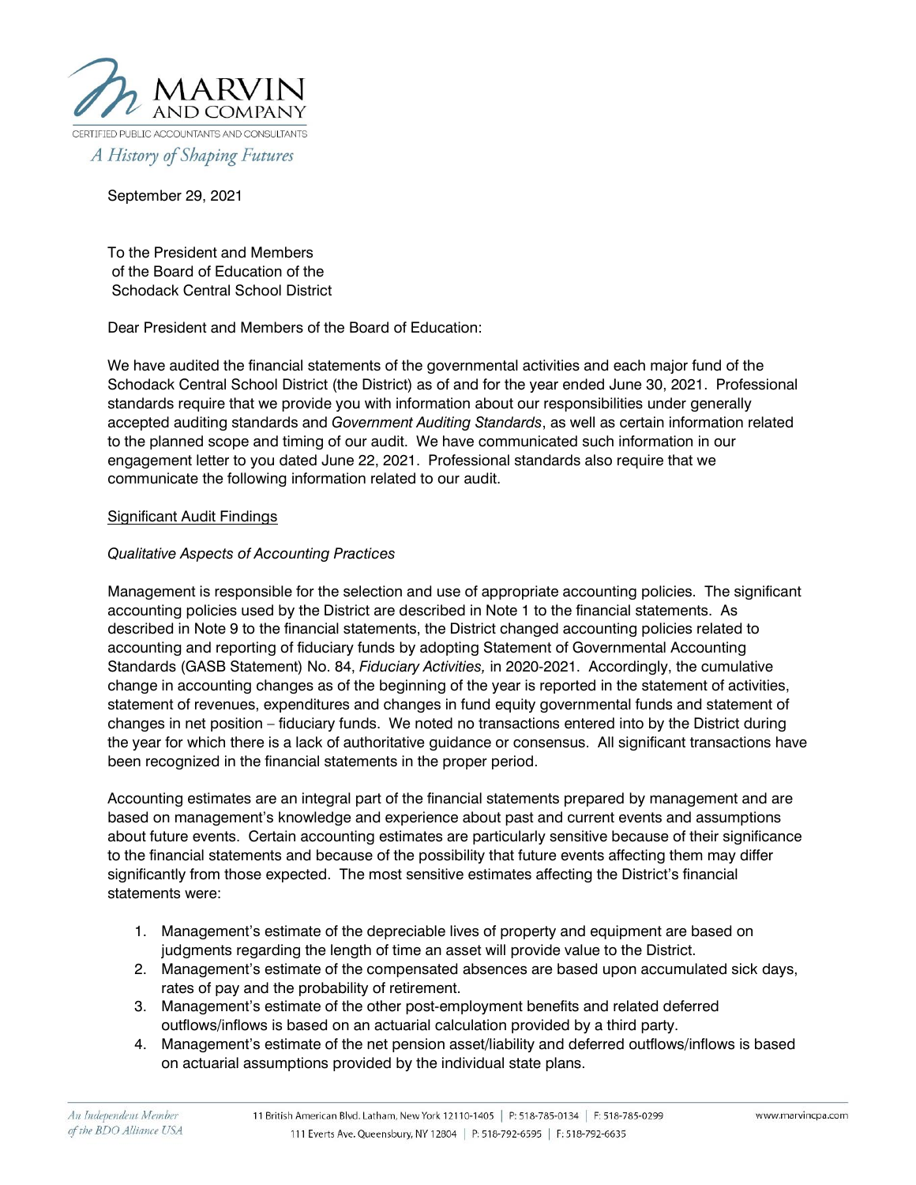MARVIN AND COMPANY

CERTIFIED PUBLIC ACCOUNTANTS AND CONSULTANTS

*A History of Shaping Futures*

September 29, 2021

To the President and Members
of the Board of Education of the
Schodack Central School District

Dear President and Members of the Board of Education:

We have audited the financial statements of the governmental activities and each major fund of the Schodack Central School District (the District) as of and for the year ended June 30, 2021. Professional standards require that we provide you with information about our responsibilities under generally accepted auditing standards and *Government Auditing Standards*, as well as certain information related to the planned scope and timing of our audit. We have communicated such information in our engagement letter to you dated June 22, 2021. Professional standards also require that we communicate the following information related to our audit.

## Significant Audit Findings

### *Qualitative Aspects of Accounting Practices*

Management is responsible for the selection and use of appropriate accounting policies. The significant accounting policies used by the District are described in Note 1 to the financial statements. As described in Note 9 to the financial statements, the District changed accounting policies related to accounting and reporting of fiduciary funds by adopting Statement of Governmental Accounting Standards (GASB Statement) No. 84, *Fiduciary Activities,* in 2020-2021. Accordingly, the cumulative change in accounting changes as of the beginning of the year is reported in the statement of activities, statement of revenues, expenditures and changes in fund equity governmental funds and statement of changes in net position – fiduciary funds. We noted no transactions entered into by the District during the year for which there is a lack of authoritative guidance or consensus. All significant transactions have been recognized in the financial statements in the proper period.

Accounting estimates are an integral part of the financial statements prepared by management and are based on management's knowledge and experience about past and current events and assumptions about future events. Certain accounting estimates are particularly sensitive because of their significance to the financial statements and because of the possibility that future events affecting them may differ significantly from those expected. The most sensitive estimates affecting the District's financial statements were:

1. Management's estimate of the depreciable lives of property and equipment are based on judgments regarding the length of time an asset will provide value to the District.
2. Management's estimate of the compensated absences are based upon accumulated sick days, rates of pay and the probability of retirement.
3. Management's estimate of the other post-employment benefits and related deferred outflows/inflows is based on an actuarial calculation provided by a third party.
4. Management's estimate of the net pension asset/liability and deferred outflows/inflows is based on actuarial assumptions provided by the individual state plans.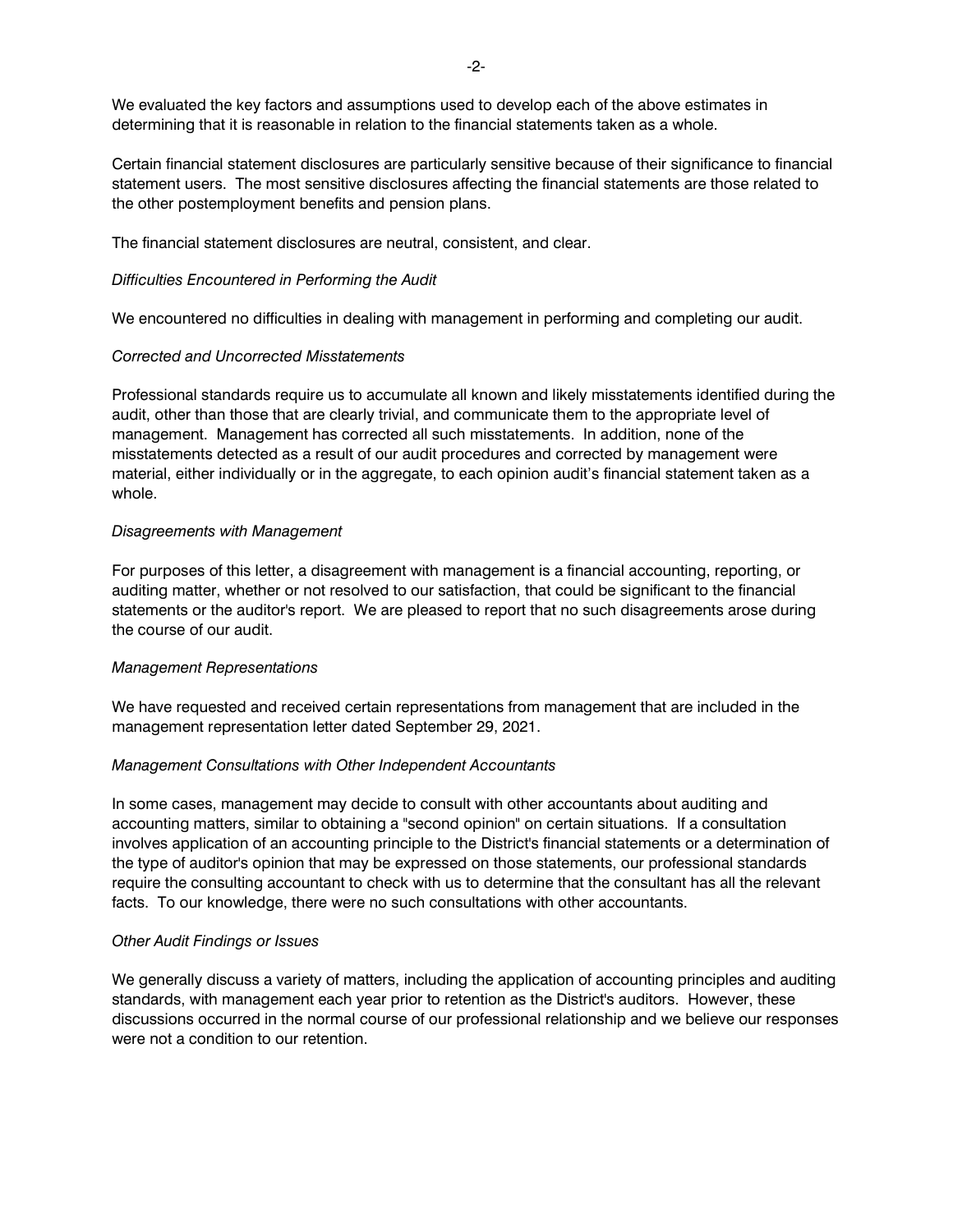We evaluated the key factors and assumptions used to develop each of the above estimates in determining that it is reasonable in relation to the financial statements taken as a whole.

Certain financial statement disclosures are particularly sensitive because of their significance to financial statement users. The most sensitive disclosures affecting the financial statements are those related to the other postemployment benefits and pension plans.

The financial statement disclosures are neutral, consistent, and clear.

*Difficulties Encountered in Performing the Audit*

We encountered no difficulties in dealing with management in performing and completing our audit.

*Corrected and Uncorrected Misstatements*

Professional standards require us to accumulate all known and likely misstatements identified during the audit, other than those that are clearly trivial, and communicate them to the appropriate level of management. Management has corrected all such misstatements. In addition, none of the misstatements detected as a result of our audit procedures and corrected by management were material, either individually or in the aggregate, to each opinion audit's financial statement taken as a whole.

*Disagreements with Management*

For purposes of this letter, a disagreement with management is a financial accounting, reporting, or auditing matter, whether or not resolved to our satisfaction, that could be significant to the financial statements or the auditor's report. We are pleased to report that no such disagreements arose during the course of our audit.

*Management Representations*

We have requested and received certain representations from management that are included in the management representation letter dated September 29, 2021.

*Management Consultations with Other Independent Accountants*

In some cases, management may decide to consult with other accountants about auditing and accounting matters, similar to obtaining a "second opinion" on certain situations. If a consultation involves application of an accounting principle to the District's financial statements or a determination of the type of auditor's opinion that may be expressed on those statements, our professional standards require the consulting accountant to check with us to determine that the consultant has all the relevant facts. To our knowledge, there were no such consultations with other accountants.

*Other Audit Findings or Issues*

We generally discuss a variety of matters, including the application of accounting principles and auditing standards, with management each year prior to retention as the District's auditors. However, these discussions occurred in the normal course of our professional relationship and we believe our responses were not a condition to our retention.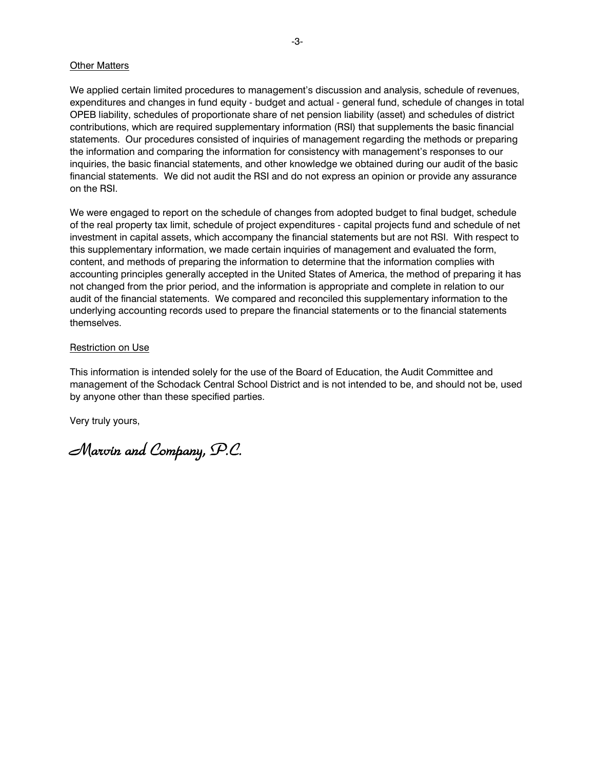Other Matters

We applied certain limited procedures to management's discussion and analysis, schedule of revenues, expenditures and changes in fund equity - budget and actual - general fund, schedule of changes in total OPEB liability, schedules of proportionate share of net pension liability (asset) and schedules of district contributions, which are required supplementary information (RSI) that supplements the basic financial statements. Our procedures consisted of inquiries of management regarding the methods or preparing the information and comparing the information for consistency with management's responses to our inquiries, the basic financial statements, and other knowledge we obtained during our audit of the basic financial statements. We did not audit the RSI and do not express an opinion or provide any assurance on the RSI.

We were engaged to report on the schedule of changes from adopted budget to final budget, schedule of the real property tax limit, schedule of project expenditures - capital projects fund and schedule of net investment in capital assets, which accompany the financial statements but are not RSI. With respect to this supplementary information, we made certain inquiries of management and evaluated the form, content, and methods of preparing the information to determine that the information complies with accounting principles generally accepted in the United States of America, the method of preparing it has not changed from the prior period, and the information is appropriate and complete in relation to our audit of the financial statements. We compared and reconciled this supplementary information to the underlying accounting records used to prepare the financial statements or to the financial statements themselves.

Restriction on Use

This information is intended solely for the use of the Board of Education, the Audit Committee and management of the Schodack Central School District and is not intended to be, and should not be, used by anyone other than these specified parties.

Very truly yours,

*Marvin and Company, P.C.*